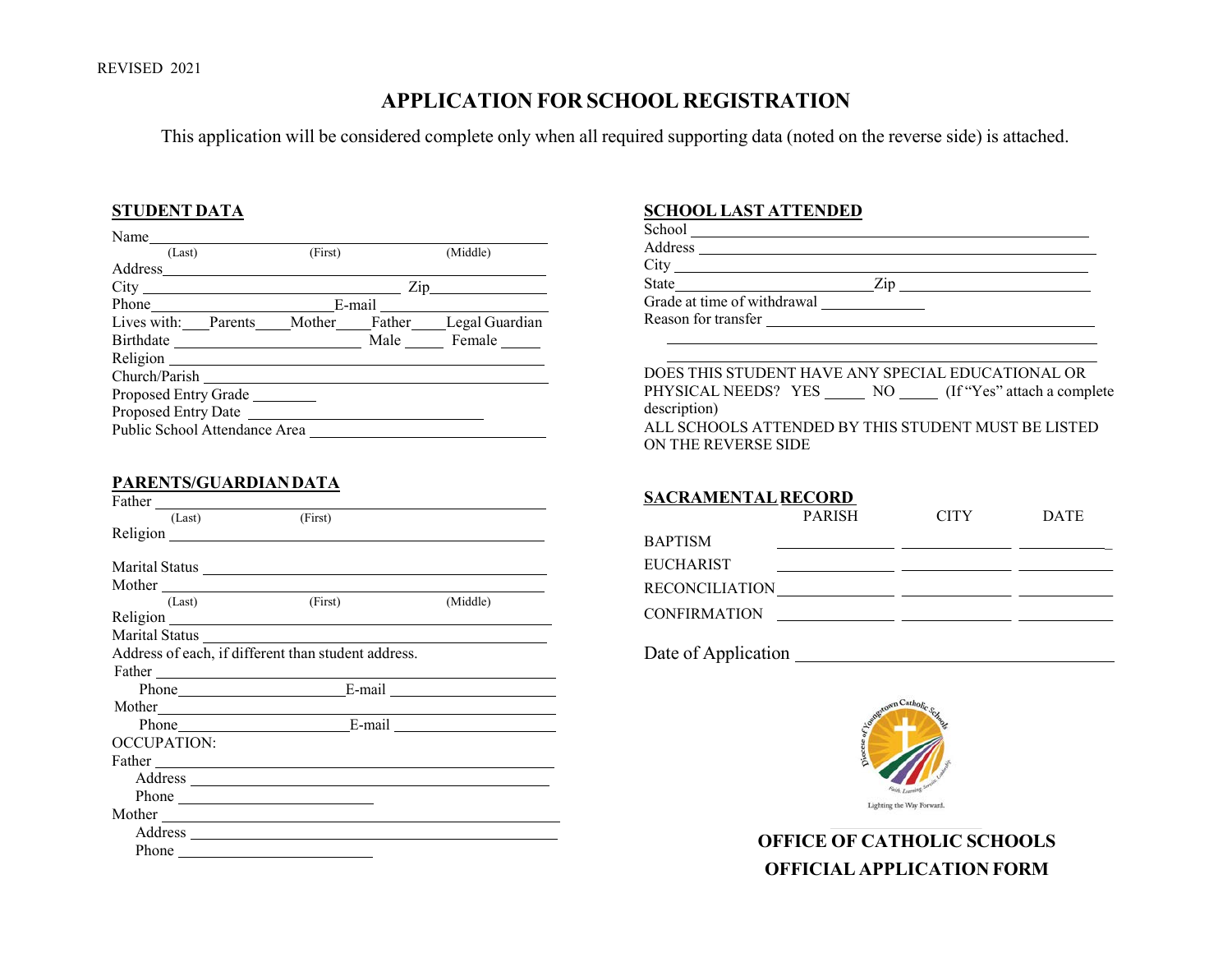REVISED 2021

# APPLICATION FOR SCHOOL REGISTRATION

This application will be considered complete only when all required supporting data (noted on the reverse side) is attached.

## STUDENT DATA

Name ________________________________________
(Last) (First) (Middle)

Address ________________________________________

City ______________________ Zip ______________

Phone ______________ E-mail ______________

Lives with: ___Parents ____Mother ____Father ____Legal Guardian

Birthdate ______________ Male _____ Female _____

Religion ________________________________________

Church/Parish ________________________________________

Proposed Entry Grade ________

Proposed Entry Date ______________________

Public School Attendance Area ______________________

## PARENTS/GUARDIAN DATA

Father ________________________________________
(Last) (First)

Religion ________________________________________

Marital Status ________________________________________

Mother ________________________________________
(Last) (First) (Middle)

Religion ________________________________________

Marital Status ________________________________________

Address of each, if different than student address.

Father ________________________________________

Phone ______________ E-mail ______________

Mother ________________________________________

Phone ______________ E-mail ______________

OCCUPATION:

Father ________________________________________

Address ________________________________________

Phone ______________________

Mother ________________________________________

Address ________________________________________

Phone ______________________

## SCHOOL LAST ATTENDED

School ________________________________________

Address ________________________________________

City ________________________________________

State ______________________ Zip ______________________

Grade at time of withdrawal ____________

Reason for transfer ________________________________________

________________________________________

________________________________________

DOES THIS STUDENT HAVE ANY SPECIAL EDUCATIONAL OR PHYSICAL NEEDS? YES _____ NO _____ (If "Yes" attach a complete description)

ALL SCHOOLS ATTENDED BY THIS STUDENT MUST BE LISTED ON THE REVERSE SIDE

## SACRAMENTAL RECORD

| | PARISH | CITY | DATE |
|---|---|---|---|
| BAPTISM | | | |
| EUCHARIST | | | |
| RECONCILIATION | | | |
| CONFIRMATION | | | |

Date of Application ______________________________

Diocese of Youngstown Catholic Schools
Faith, Learning, Service, Leadership
Lighting the Way Forward.

**OFFICE OF CATHOLIC SCHOOLS**
**OFFICIAL APPLICATION FORM**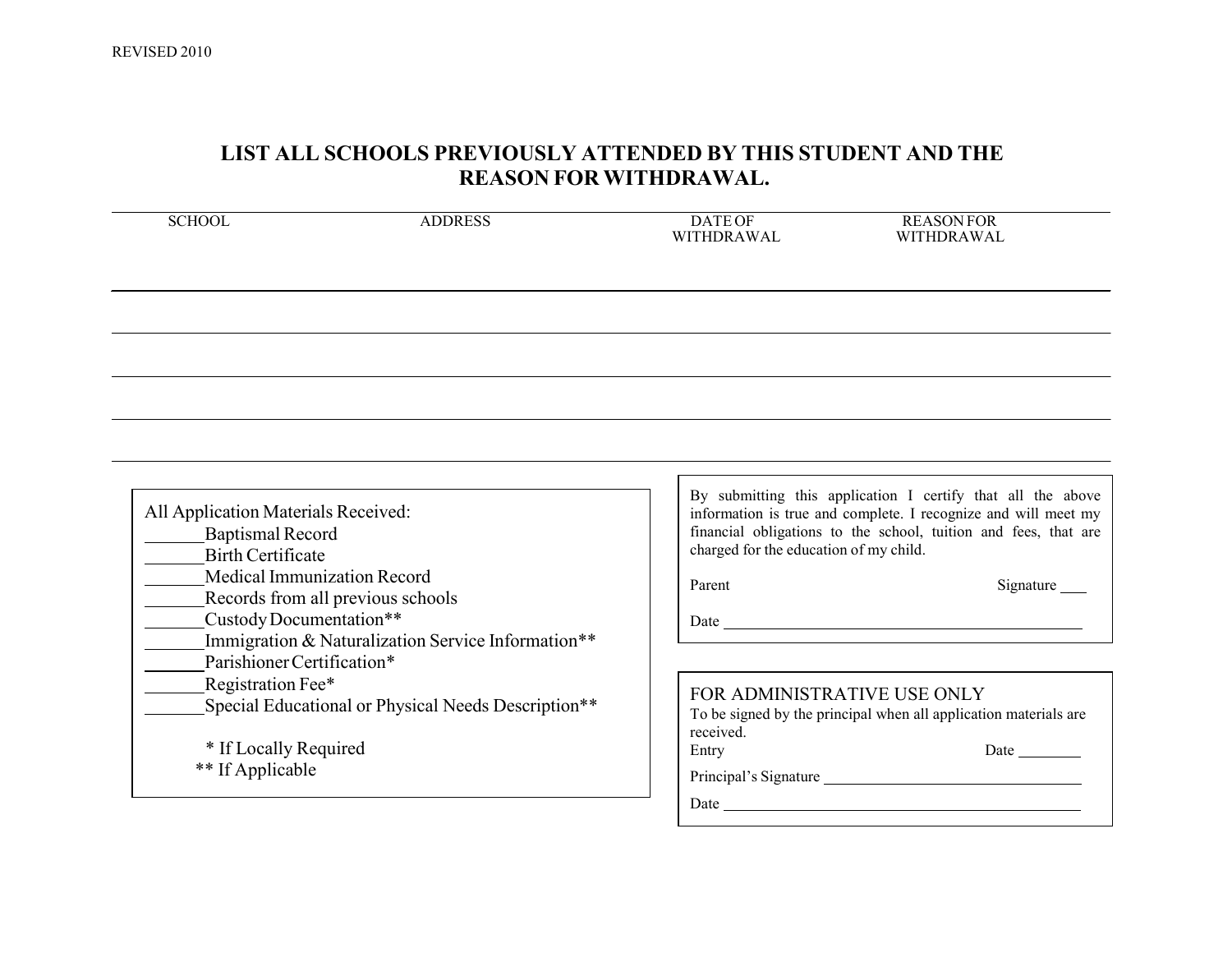REVISED 2010

## LIST ALL SCHOOLS PREVIOUSLY ATTENDED BY THIS STUDENT AND THE REASON FOR WITHDRAWAL.

| SCHOOL | ADDRESS | DATE OF WITHDRAWAL | REASON FOR WITHDRAWAL |
|---|---|---|---|
| | | | |
| | | | |
| | | | |
| | | | |
| | | | |

All Application Materials Received:

_______Baptismal Record
_______Birth Certificate
_______Medical Immunization Record
_______Records from all previous schools
_______Custody Documentation**
_______Immigration & Naturalization Service Information**
_______Parishioner Certification*
_______Registration Fee*
_______Special Educational or Physical Needs Description**

\* If Locally Required
\*\* If Applicable

By submitting this application I certify that all the above information is true and complete. I recognize and will meet my financial obligations to the school, tuition and fees, that are charged for the education of my child.

Parent Signature ____

Date ______________________________

FOR ADMINISTRATIVE USE ONLY
To be signed by the principal when all application materials are received.

Entry Date ________

Principal's Signature ______________________

Date ______________________________